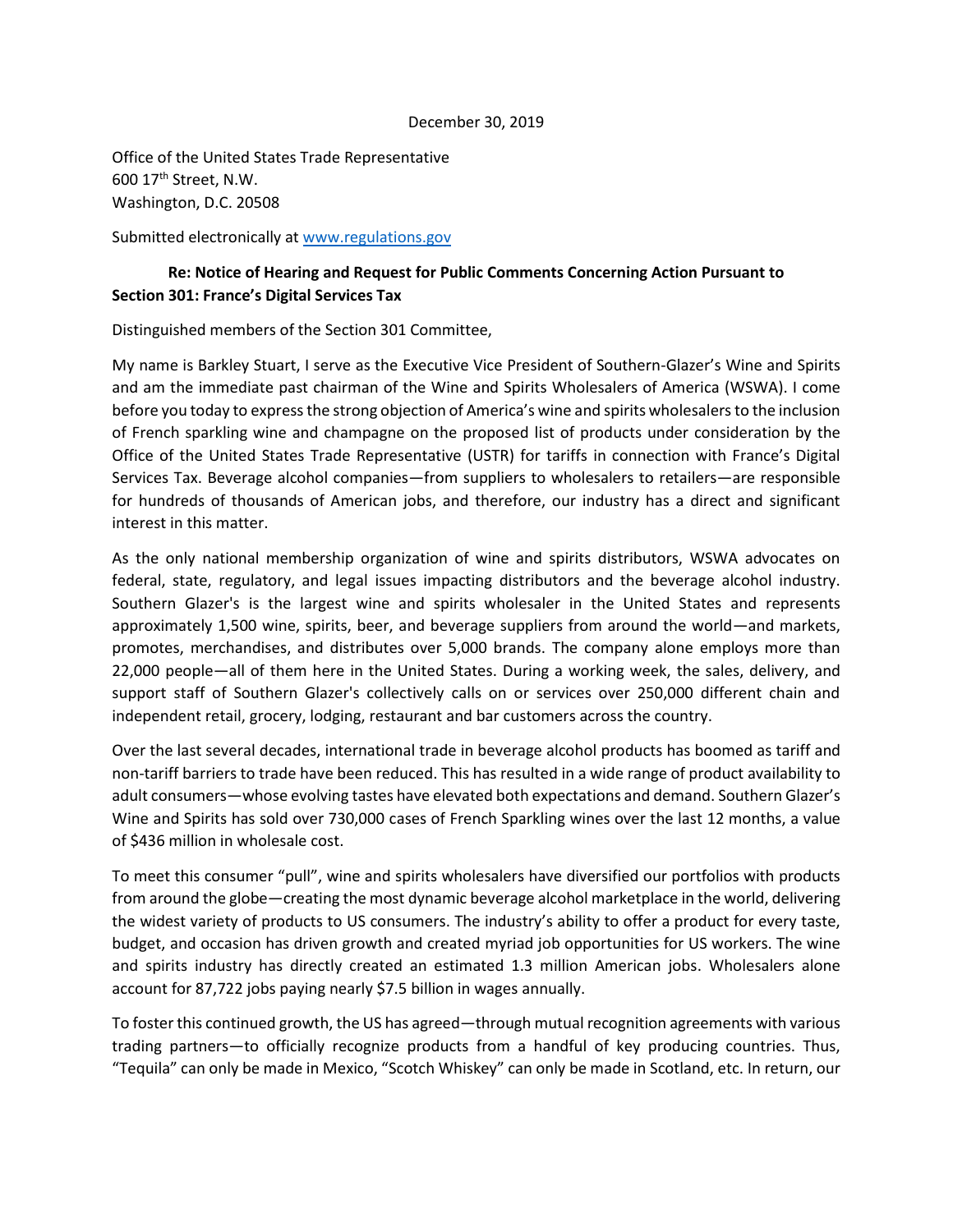December 30, 2019

Office of the United States Trade Representative
600 17th Street, N.W.
Washington, D.C. 20508

Submitted electronically at [www.regulations.gov](www.regulations.gov)

**Re: Notice of Hearing and Request for Public Comments Concerning Action Pursuant to Section 301: France's Digital Services Tax**

Distinguished members of the Section 301 Committee,

My name is Barkley Stuart, I serve as the Executive Vice President of Southern-Glazer's Wine and Spirits and am the immediate past chairman of the Wine and Spirits Wholesalers of America (WSWA). I come before you today to express the strong objection of America's wine and spirits wholesalers to the inclusion of French sparkling wine and champagne on the proposed list of products under consideration by the Office of the United States Trade Representative (USTR) for tariffs in connection with France's Digital Services Tax. Beverage alcohol companies—from suppliers to wholesalers to retailers—are responsible for hundreds of thousands of American jobs, and therefore, our industry has a direct and significant interest in this matter.

As the only national membership organization of wine and spirits distributors, WSWA advocates on federal, state, regulatory, and legal issues impacting distributors and the beverage alcohol industry. Southern Glazer's is the largest wine and spirits wholesaler in the United States and represents approximately 1,500 wine, spirits, beer, and beverage suppliers from around the world—and markets, promotes, merchandises, and distributes over 5,000 brands. The company alone employs more than 22,000 people—all of them here in the United States. During a working week, the sales, delivery, and support staff of Southern Glazer's collectively calls on or services over 250,000 different chain and independent retail, grocery, lodging, restaurant and bar customers across the country.

Over the last several decades, international trade in beverage alcohol products has boomed as tariff and non-tariff barriers to trade have been reduced. This has resulted in a wide range of product availability to adult consumers—whose evolving tastes have elevated both expectations and demand. Southern Glazer's Wine and Spirits has sold over 730,000 cases of French Sparkling wines over the last 12 months, a value of $436 million in wholesale cost.

To meet this consumer "pull", wine and spirits wholesalers have diversified our portfolios with products from around the globe—creating the most dynamic beverage alcohol marketplace in the world, delivering the widest variety of products to US consumers. The industry's ability to offer a product for every taste, budget, and occasion has driven growth and created myriad job opportunities for US workers. The wine and spirits industry has directly created an estimated 1.3 million American jobs. Wholesalers alone account for 87,722 jobs paying nearly $7.5 billion in wages annually.

To foster this continued growth, the US has agreed—through mutual recognition agreements with various trading partners—to officially recognize products from a handful of key producing countries. Thus, "Tequila" can only be made in Mexico, "Scotch Whiskey" can only be made in Scotland, etc. In return, our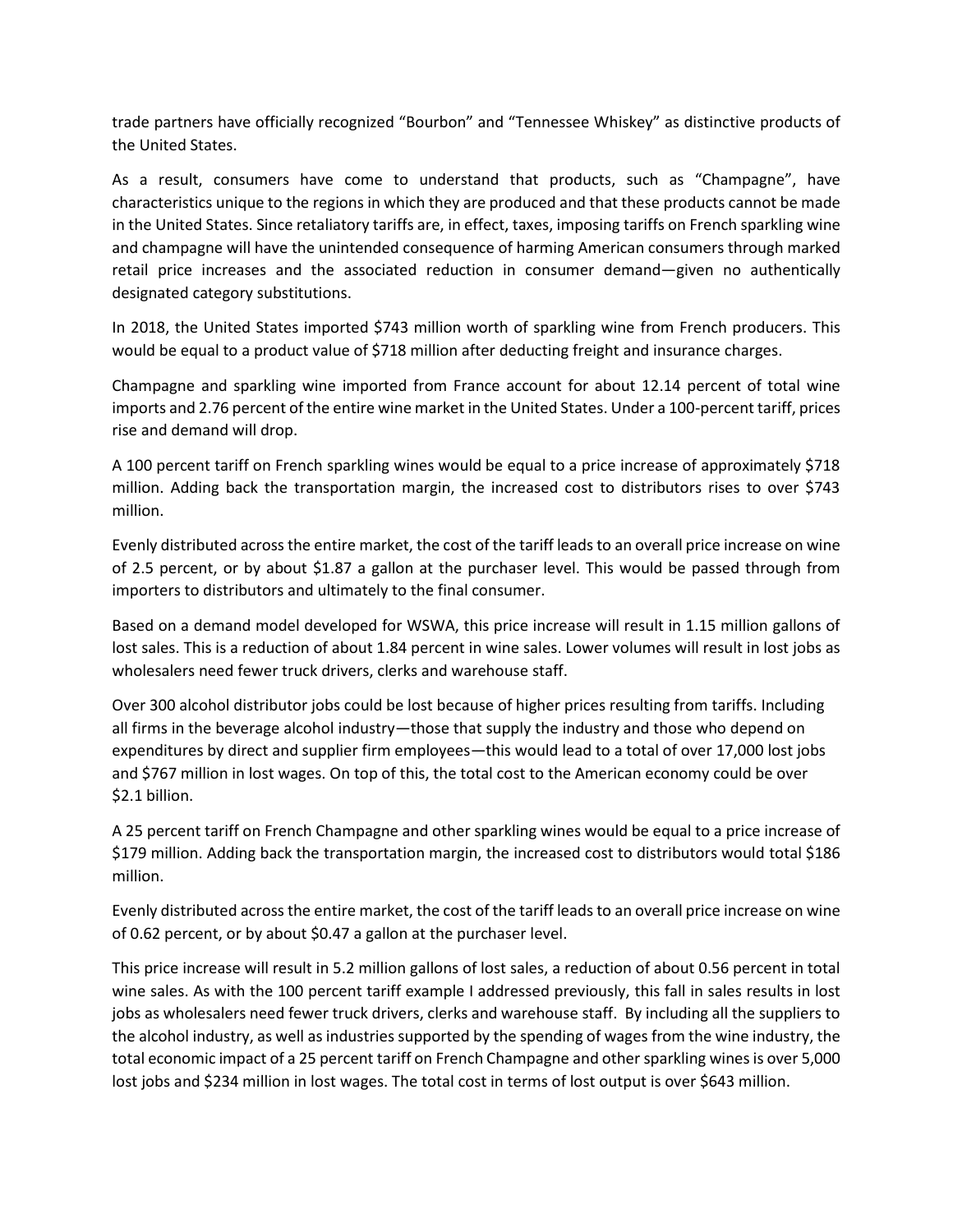trade partners have officially recognized "Bourbon" and "Tennessee Whiskey" as distinctive products of the United States.

As a result, consumers have come to understand that products, such as "Champagne", have characteristics unique to the regions in which they are produced and that these products cannot be made in the United States. Since retaliatory tariffs are, in effect, taxes, imposing tariffs on French sparkling wine and champagne will have the unintended consequence of harming American consumers through marked retail price increases and the associated reduction in consumer demand—given no authentically designated category substitutions.

In 2018, the United States imported $743 million worth of sparkling wine from French producers. This would be equal to a product value of $718 million after deducting freight and insurance charges.

Champagne and sparkling wine imported from France account for about 12.14 percent of total wine imports and 2.76 percent of the entire wine market in the United States. Under a 100-percent tariff, prices rise and demand will drop.

A 100 percent tariff on French sparkling wines would be equal to a price increase of approximately $718 million. Adding back the transportation margin, the increased cost to distributors rises to over $743 million.

Evenly distributed across the entire market, the cost of the tariff leads to an overall price increase on wine of 2.5 percent, or by about $1.87 a gallon at the purchaser level. This would be passed through from importers to distributors and ultimately to the final consumer.

Based on a demand model developed for WSWA, this price increase will result in 1.15 million gallons of lost sales. This is a reduction of about 1.84 percent in wine sales. Lower volumes will result in lost jobs as wholesalers need fewer truck drivers, clerks and warehouse staff.

Over 300 alcohol distributor jobs could be lost because of higher prices resulting from tariffs. Including all firms in the beverage alcohol industry—those that supply the industry and those who depend on expenditures by direct and supplier firm employees—this would lead to a total of over 17,000 lost jobs and $767 million in lost wages. On top of this, the total cost to the American economy could be over $2.1 billion.

A 25 percent tariff on French Champagne and other sparkling wines would be equal to a price increase of $179 million. Adding back the transportation margin, the increased cost to distributors would total $186 million.

Evenly distributed across the entire market, the cost of the tariff leads to an overall price increase on wine of 0.62 percent, or by about $0.47 a gallon at the purchaser level.

This price increase will result in 5.2 million gallons of lost sales, a reduction of about 0.56 percent in total wine sales. As with the 100 percent tariff example I addressed previously, this fall in sales results in lost jobs as wholesalers need fewer truck drivers, clerks and warehouse staff. By including all the suppliers to the alcohol industry, as well as industries supported by the spending of wages from the wine industry, the total economic impact of a 25 percent tariff on French Champagne and other sparkling wines is over 5,000 lost jobs and $234 million in lost wages. The total cost in terms of lost output is over $643 million.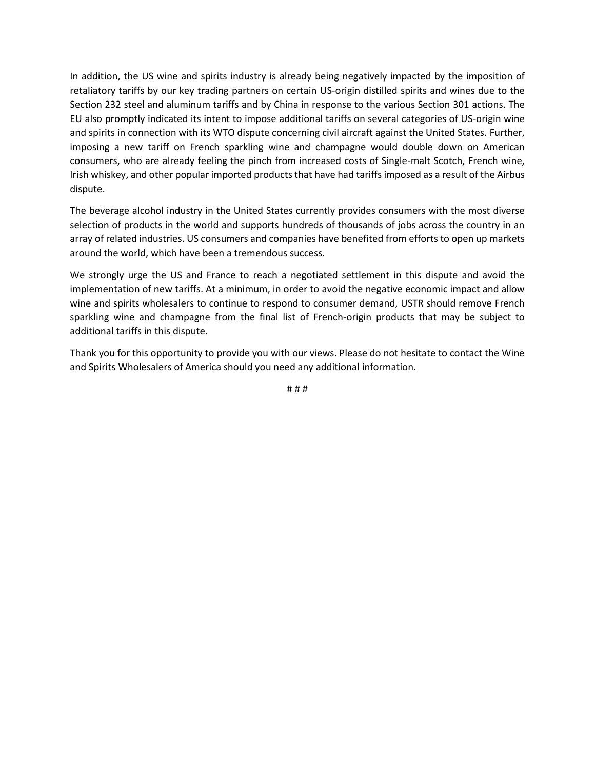In addition, the US wine and spirits industry is already being negatively impacted by the imposition of retaliatory tariffs by our key trading partners on certain US-origin distilled spirits and wines due to the Section 232 steel and aluminum tariffs and by China in response to the various Section 301 actions. The EU also promptly indicated its intent to impose additional tariffs on several categories of US-origin wine and spirits in connection with its WTO dispute concerning civil aircraft against the United States. Further, imposing a new tariff on French sparkling wine and champagne would double down on American consumers, who are already feeling the pinch from increased costs of Single-malt Scotch, French wine, Irish whiskey, and other popular imported products that have had tariffs imposed as a result of the Airbus dispute.

The beverage alcohol industry in the United States currently provides consumers with the most diverse selection of products in the world and supports hundreds of thousands of jobs across the country in an array of related industries. US consumers and companies have benefited from efforts to open up markets around the world, which have been a tremendous success.

We strongly urge the US and France to reach a negotiated settlement in this dispute and avoid the implementation of new tariffs. At a minimum, in order to avoid the negative economic impact and allow wine and spirits wholesalers to continue to respond to consumer demand, USTR should remove French sparkling wine and champagne from the final list of French-origin products that may be subject to additional tariffs in this dispute.

Thank you for this opportunity to provide you with our views. Please do not hesitate to contact the Wine and Spirits Wholesalers of America should you need any additional information.

# # #